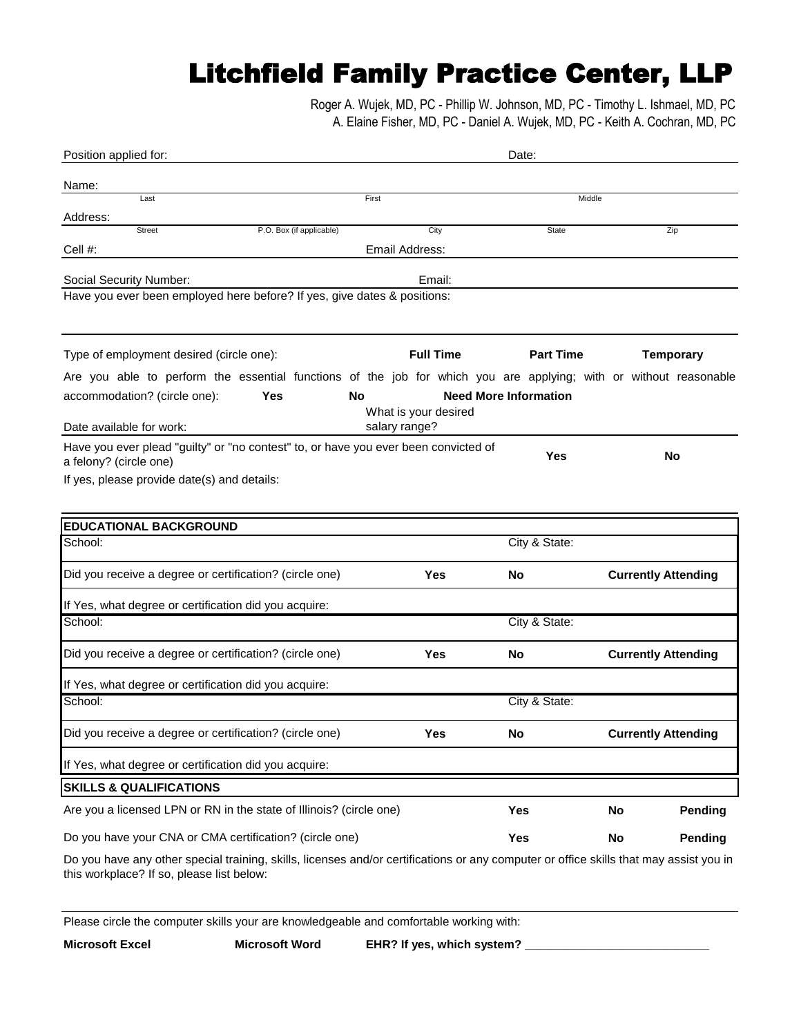# Litchfield Family Practice Center, LLP

Roger A. Wujek, MD, PC - Phillip W. Johnson, MD, PC - Timothy L. Ishmael, MD, PC
A. Elaine Fisher, MD, PC - Daniel A. Wujek, MD, PC - Keith A. Cochran, MD, PC

Position applied for: Date:

Name:
Last First Middle

Address:
Street P.O. Box (if applicable) City State Zip

Cell #: Email Address:

Social Security Number: Email:

Have you ever been employed here before? If yes, give dates & positions:

Type of employment desired (circle one): **Full Time** **Part Time** **Temporary**

Are you able to perform the essential functions of the job for which you are applying; with or without reasonable accommodation? (circle one): **Yes** **No** **Need More Information**

Date available for work: What is your desired salary range?

Have you ever plead "guilty" or "no contest" to, or have you ever been convicted of a felony? (circle one) **Yes** **No**

If yes, please provide date(s) and details:

## EDUCATIONAL BACKGROUND

School: City & State:

Did you receive a degree or certification? (circle one) **Yes** **No** **Currently Attending**

If Yes, what degree or certification did you acquire:

School: City & State:

Did you receive a degree or certification? (circle one) **Yes** **No** **Currently Attending**

If Yes, what degree or certification did you acquire:

School: City & State:

Did you receive a degree or certification? (circle one) **Yes** **No** **Currently Attending**

If Yes, what degree or certification did you acquire:

## SKILLS & QUALIFICATIONS

Are you a licensed LPN or RN in the state of Illinois? (circle one) **Yes** **No** **Pending**

Do you have your CNA or CMA certification? (circle one) **Yes** **No** **Pending**

Do you have any other special training, skills, licenses and/or certifications or any computer or office skills that may assist you in this workplace? If so, please list below:

Please circle the computer skills your are knowledgeable and comfortable working with:

**Microsoft Excel** **Microsoft Word** **EHR? If yes, which system? ____________________________**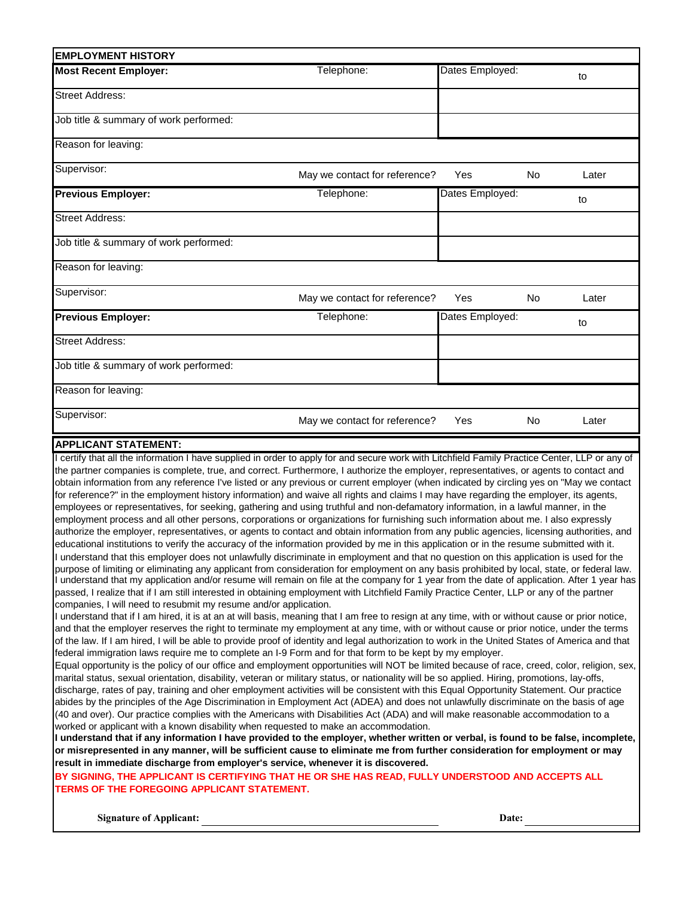## EMPLOYMENT HISTORY

| | | | | |
|---|---|---|---|---|
| **Most Recent Employer:** | Telephone: | Dates Employed: | | to |
| Street Address: | | | | |
| Job title & summary of work performed: | | | | |
| Reason for leaving: | | | | |
| Supervisor: | May we contact for reference? | Yes | No | Later |
| **Previous Employer:** | Telephone: | Dates Employed: | | to |
| Street Address: | | | | |
| Job title & summary of work performed: | | | | |
| Reason for leaving: | | | | |
| Supervisor: | May we contact for reference? | Yes | No | Later |
| **Previous Employer:** | Telephone: | Dates Employed: | | to |
| Street Address: | | | | |
| Job title & summary of work performed: | | | | |
| Reason for leaving: | | | | |
| Supervisor: | May we contact for reference? | Yes | No | Later |

## APPLICANT STATEMENT:

I certify that all the information I have supplied in order to apply for and secure work with Litchfield Family Practice Center, LLP or any of the partner companies is complete, true, and correct. Furthermore, I authorize the employer, representatives, or agents to contact and obtain information from any reference I've listed or any previous or current employer (when indicated by circling yes on "May we contact for reference?" in the employment history information) and waive all rights and claims I may have regarding the employer, its agents, employees or representatives, for seeking, gathering and using truthful and non-defamatory information, in a lawful manner, in the employment process and all other persons, corporations or organizations for furnishing such information about me. I also expressly authorize the employer, representatives, or agents to contact and obtain information from any public agencies, licensing authorities, and educational institutions to verify the accuracy of the information provided by me in this application or in the resume submitted with it.

I understand that this employer does not unlawfully discriminate in employment and that no question on this application is used for the purpose of limiting or eliminating any applicant from consideration for employment on any basis prohibited by local, state, or federal law.

I understand that my application and/or resume will remain on file at the company for 1 year from the date of application. After 1 year has passed, I realize that if I am still interested in obtaining employment with Litchfield Family Practice Center, LLP or any of the partner companies, I will need to resubmit my resume and/or application.

I understand that if I am hired, it is at an at will basis, meaning that I am free to resign at any time, with or without cause or prior notice, and that the employer reserves the right to terminate my employment at any time, with or without cause or prior notice, under the terms of the law. If I am hired, I will be able to provide proof of identity and legal authorization to work in the United States of America and that federal immigration laws require me to complete an I-9 Form and for that form to be kept by my employer.

Equal opportunity is the policy of our office and employment opportunities will NOT be limited because of race, creed, color, religion, sex, marital status, sexual orientation, disability, veteran or military status, or nationality will be so applied. Hiring, promotions, lay-offs, discharge, rates of pay, training and other employment activities will be consistent with this Equal Opportunity Statement. Our practice abides by the principles of the Age Discrimination in Employment Act (ADEA) and does not unlawfully discriminate on the basis of age (40 and over). Our practice complies with the Americans with Disabilities Act (ADA) and will make reasonable accommodation to a worked or applicant with a known disability when requested to make an accommodation.

**I understand that if any information I have provided to the employer, whether written or verbal, is found to be false, incomplete, or misrepresented in any manner, will be sufficient cause to eliminate me from further consideration for employment or may result in immediate discharge from employer's service, whenever it is discovered.**

**BY SIGNING, THE APPLICANT IS CERTIFYING THAT HE OR SHE HAS READ, FULLY UNDERSTOOD AND ACCEPTS ALL TERMS OF THE FOREGOING APPLICANT STATEMENT.**

**Signature of Applicant:** ______________________________ **Date:** ______________